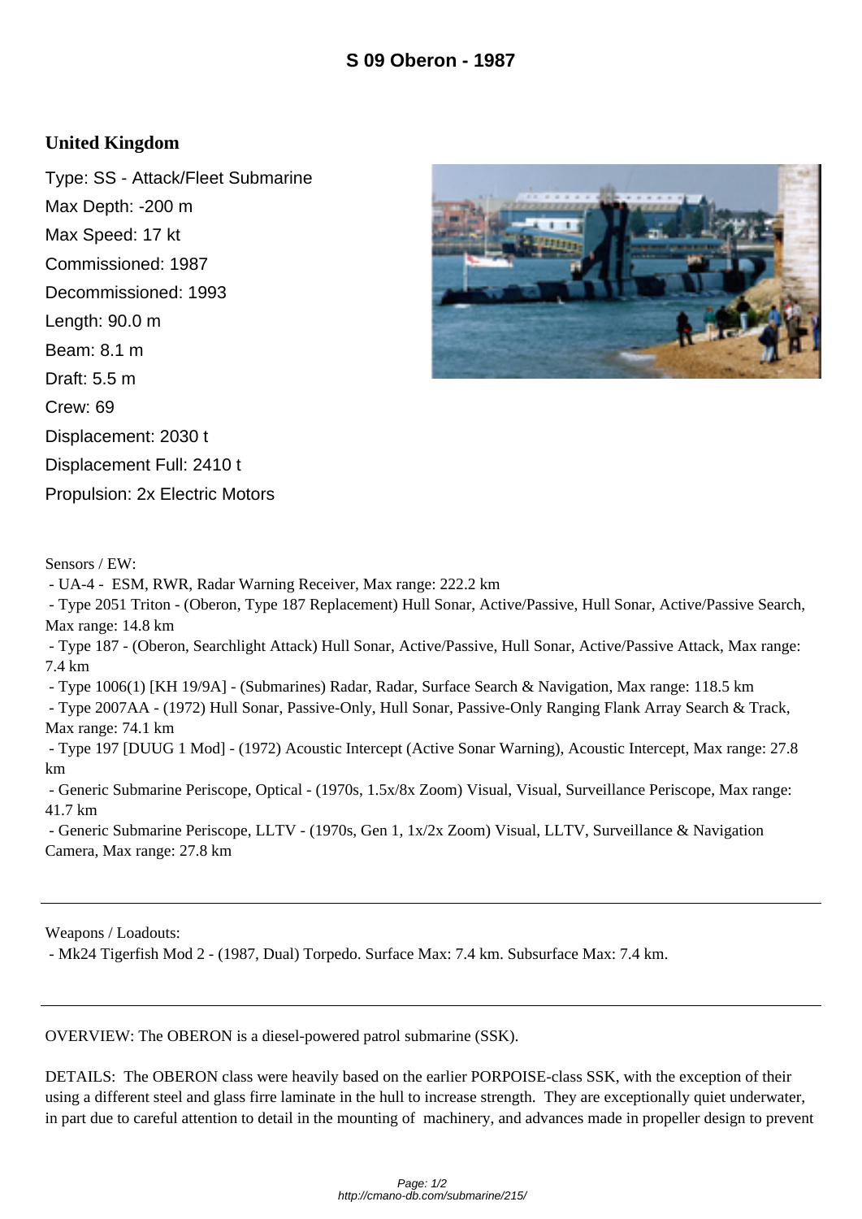# S 09 Oberon - 1987

## United Kingdom

Type: SS - Attack/Fleet Submarine
Max Depth: -200 m
Max Speed: 17 kt
Commissioned: 1987
Decommissioned: 1993
Length: 90.0 m
Beam: 8.1 m
Draft: 5.5 m
Crew: 69
Displacement: 2030 t
Displacement Full: 2410 t
Propulsion: 2x Electric Motors

Sensors / EW:

- UA-4 - ESM, RWR, Radar Warning Receiver, Max range: 222.2 km
- Type 2051 Triton - (Oberon, Type 187 Replacement) Hull Sonar, Active/Passive, Hull Sonar, Active/Passive Search, Max range: 14.8 km
- Type 187 - (Oberon, Searchlight Attack) Hull Sonar, Active/Passive, Hull Sonar, Active/Passive Attack, Max range: 7.4 km
- Type 1006(1) [KH 19/9A] - (Submarines) Radar, Radar, Surface Search & Navigation, Max range: 118.5 km
- Type 2007AA - (1972) Hull Sonar, Passive-Only, Hull Sonar, Passive-Only Ranging Flank Array Search & Track, Max range: 74.1 km
- Type 197 [DUUG 1 Mod] - (1972) Acoustic Intercept (Active Sonar Warning), Acoustic Intercept, Max range: 27.8 km
- Generic Submarine Periscope, Optical - (1970s, 1.5x/8x Zoom) Visual, Visual, Surveillance Periscope, Max range: 41.7 km
- Generic Submarine Periscope, LLTV - (1970s, Gen 1, 1x/2x Zoom) Visual, LLTV, Surveillance & Navigation Camera, Max range: 27.8 km

---

Weapons / Loadouts:

- Mk24 Tigerfish Mod 2 - (1987, Dual) Torpedo. Surface Max: 7.4 km. Subsurface Max: 7.4 km.

---

OVERVIEW: The OBERON is a diesel-powered patrol submarine (SSK).

DETAILS: The OBERON class were heavily based on the earlier PORPOISE-class SSK, with the exception of their using a different steel and glass firre laminate in the hull to increase strength. They are exceptionally quiet underwater, in part due to careful attention to detail in the mounting of machinery, and advances made in propeller design to prevent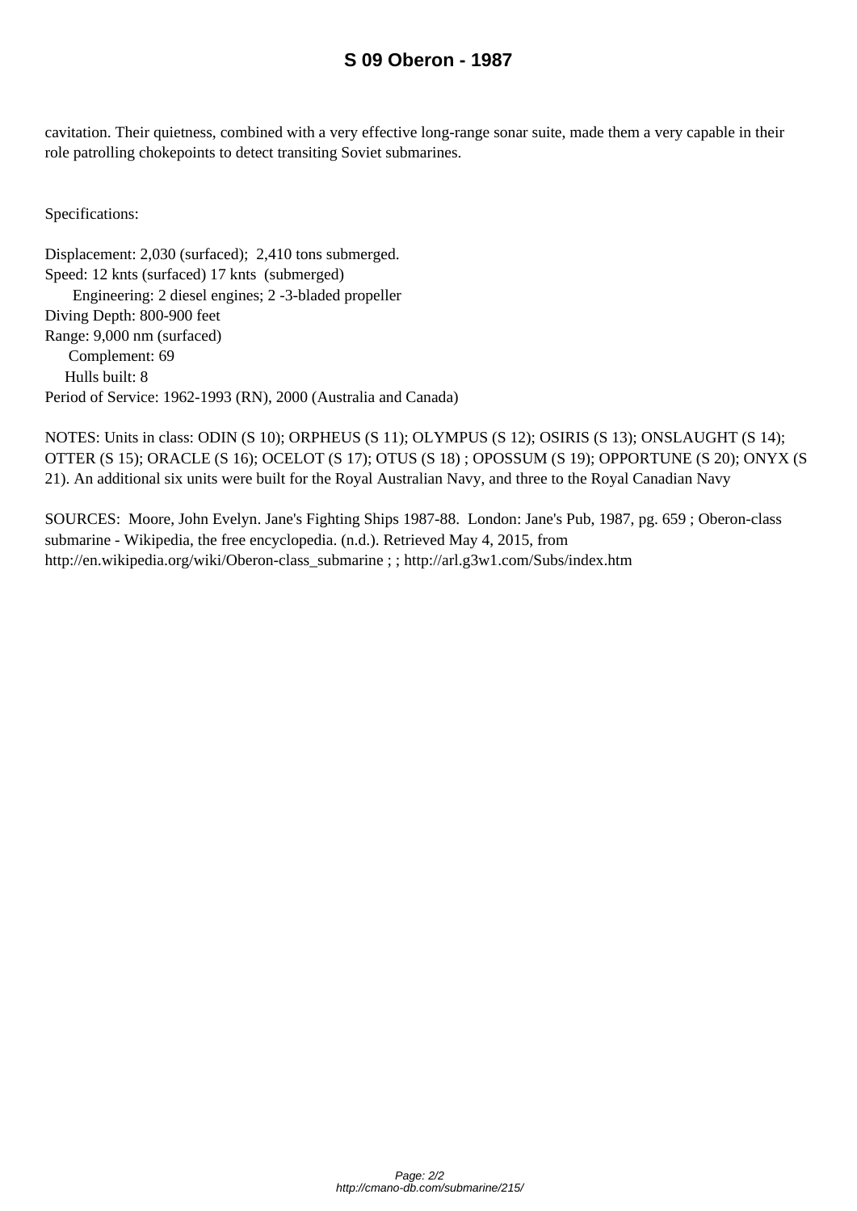cavitation. Their quietness, combined with a very effective long-range sonar suite, made them a very capable in their role patrolling chokepoints to detect transiting Soviet submarines.

Specifications:

Displacement: 2,030 (surfaced); 2,410 tons submerged.
Speed: 12 knts (surfaced) 17 knts (submerged)
Engineering: 2 diesel engines; 2 -3-bladed propeller
Diving Depth: 800-900 feet
Range: 9,000 nm (surfaced)
Complement: 69
Hulls built: 8
Period of Service: 1962-1993 (RN), 2000 (Australia and Canada)

NOTES: Units in class: ODIN (S 10); ORPHEUS (S 11); OLYMPUS (S 12); OSIRIS (S 13); ONSLAUGHT (S 14); OTTER (S 15); ORACLE (S 16); OCELOT (S 17); OTUS (S 18) ; OPOSSUM (S 19); OPPORTUNE (S 20); ONYX (S 21). An additional six units were built for the Royal Australian Navy, and three to the Royal Canadian Navy

SOURCES: Moore, John Evelyn. Jane's Fighting Ships 1987-88. London: Jane's Pub, 1987, pg. 659 ; Oberon-class submarine - Wikipedia, the free encyclopedia. (n.d.). Retrieved May 4, 2015, from http://en.wikipedia.org/wiki/Oberon-class_submarine ; ; http://arl.g3w1.com/Subs/index.htm